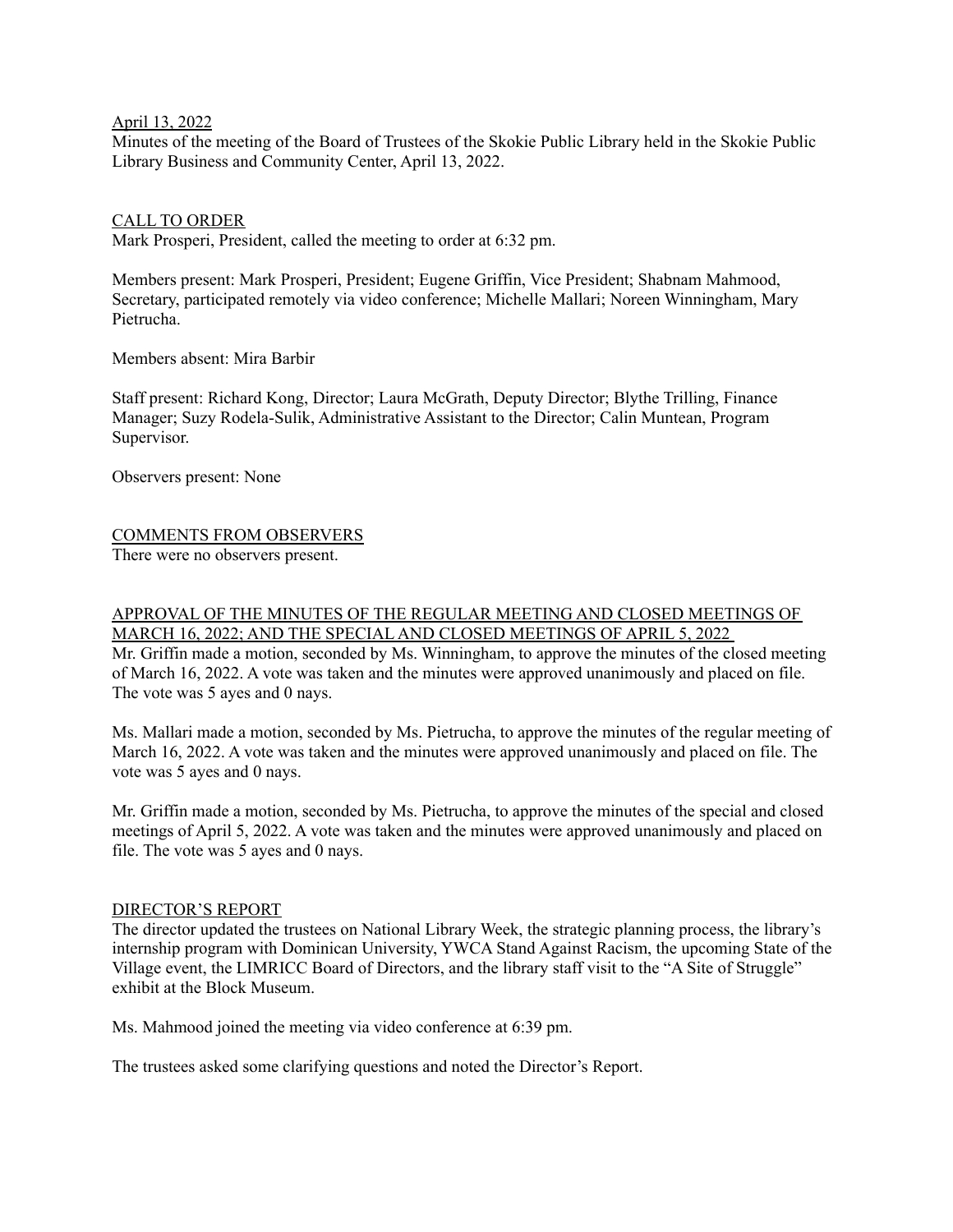April 13, 2022

Minutes of the meeting of the Board of Trustees of the Skokie Public Library held in the Skokie Public Library Business and Community Center, April 13, 2022.

## CALL TO ORDER

Mark Prosperi, President, called the meeting to order at 6:32 pm.

Members present: Mark Prosperi, President; Eugene Griffin, Vice President; Shabnam Mahmood, Secretary, participated remotely via video conference; Michelle Mallari; Noreen Winningham, Mary Pietrucha.

Members absent: Mira Barbir

Staff present: Richard Kong, Director; Laura McGrath, Deputy Director; Blythe Trilling, Finance Manager; Suzy Rodela-Sulik, Administrative Assistant to the Director; Calin Muntean, Program Supervisor.

Observers present: None

## COMMENTS FROM OBSERVERS

There were no observers present.

## APPROVAL OF THE MINUTES OF THE REGULAR MEETING AND CLOSED MEETINGS OF MARCH 16, 2022; AND THE SPECIAL AND CLOSED MEETINGS OF APRIL 5, 2022

Mr. Griffin made a motion, seconded by Ms. Winningham, to approve the minutes of the closed meeting of March 16, 2022. A vote was taken and the minutes were approved unanimously and placed on file. The vote was 5 ayes and 0 nays.

Ms. Mallari made a motion, seconded by Ms. Pietrucha, to approve the minutes of the regular meeting of March 16, 2022. A vote was taken and the minutes were approved unanimously and placed on file. The vote was 5 ayes and 0 nays.

Mr. Griffin made a motion, seconded by Ms. Pietrucha, to approve the minutes of the special and closed meetings of April 5, 2022. A vote was taken and the minutes were approved unanimously and placed on file. The vote was 5 ayes and 0 nays.

## DIRECTOR'S REPORT

The director updated the trustees on National Library Week, the strategic planning process, the library's internship program with Dominican University, YWCA Stand Against Racism, the upcoming State of the Village event, the LIMRICC Board of Directors, and the library staff visit to the "A Site of Struggle" exhibit at the Block Museum.

Ms. Mahmood joined the meeting via video conference at 6:39 pm.

The trustees asked some clarifying questions and noted the Director's Report.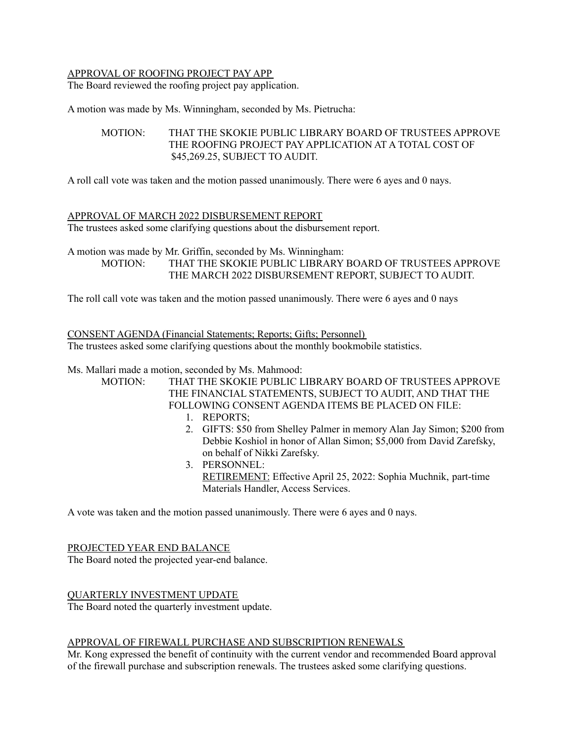APPROVAL OF ROOFING PROJECT PAY APP

The Board reviewed the roofing project pay application.

A motion was made by Ms. Winningham, seconded by Ms. Pietrucha:

> MOTION: THAT THE SKOKIE PUBLIC LIBRARY BOARD OF TRUSTEES APPROVE THE ROOFING PROJECT PAY APPLICATION AT A TOTAL COST OF $45,269.25, SUBJECT TO AUDIT.

A roll call vote was taken and the motion passed unanimously. There were 6 ayes and 0 nays.

APPROVAL OF MARCH 2022 DISBURSEMENT REPORT

The trustees asked some clarifying questions about the disbursement report.

A motion was made by Mr. Griffin, seconded by Ms. Winningham:

> MOTION: THAT THE SKOKIE PUBLIC LIBRARY BOARD OF TRUSTEES APPROVE THE MARCH 2022 DISBURSEMENT REPORT, SUBJECT TO AUDIT.

The roll call vote was taken and the motion passed unanimously. There were 6 ayes and 0 nays

CONSENT AGENDA (Financial Statements; Reports; Gifts; Personnel)

The trustees asked some clarifying questions about the monthly bookmobile statistics.

Ms. Mallari made a motion, seconded by Ms. Mahmood:

> MOTION: THAT THE SKOKIE PUBLIC LIBRARY BOARD OF TRUSTEES APPROVE THE FINANCIAL STATEMENTS, SUBJECT TO AUDIT, AND THAT THE FOLLOWING CONSENT AGENDA ITEMS BE PLACED ON FILE:
>
> 1. REPORTS;
> 2. GIFTS: $50 from Shelley Palmer in memory Alan Jay Simon; $200 from Debbie Koshiol in honor of Allan Simon; $5,000 from David Zarefsky, on behalf of Nikki Zarefsky.
> 3. PERSONNEL:
>    RETIREMENT: Effective April 25, 2022: Sophia Muchnik, part-time Materials Handler, Access Services.

A vote was taken and the motion passed unanimously. There were 6 ayes and 0 nays.

PROJECTED YEAR END BALANCE

The Board noted the projected year-end balance.

QUARTERLY INVESTMENT UPDATE

The Board noted the quarterly investment update.

APPROVAL OF FIREWALL PURCHASE AND SUBSCRIPTION RENEWALS

Mr. Kong expressed the benefit of continuity with the current vendor and recommended Board approval of the firewall purchase and subscription renewals. The trustees asked some clarifying questions.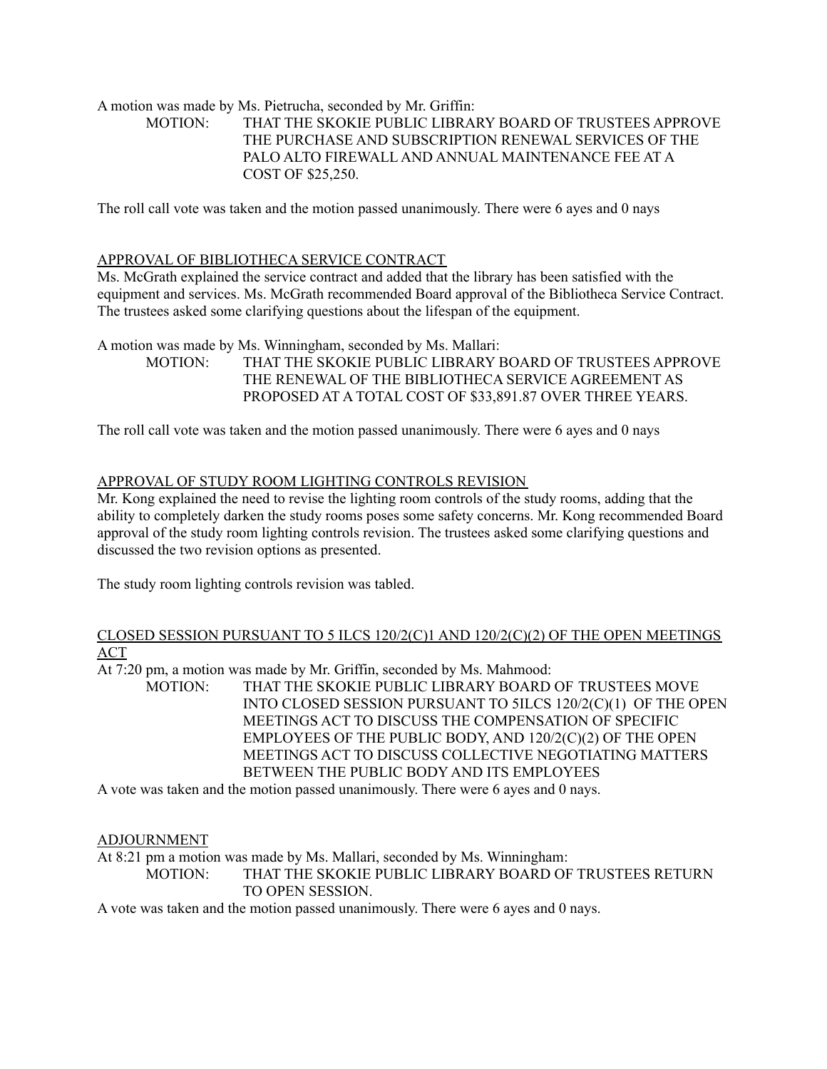A motion was made by Ms. Pietrucha, seconded by Mr. Griffin:

MOTION: THAT THE SKOKIE PUBLIC LIBRARY BOARD OF TRUSTEES APPROVE THE PURCHASE AND SUBSCRIPTION RENEWAL SERVICES OF THE PALO ALTO FIREWALL AND ANNUAL MAINTENANCE FEE AT A COST OF $25,250.

The roll call vote was taken and the motion passed unanimously. There were 6 ayes and 0 nays

APPROVAL OF BIBLIOTHECA SERVICE CONTRACT

Ms. McGrath explained the service contract and added that the library has been satisfied with the equipment and services. Ms. McGrath recommended Board approval of the Bibliotheca Service Contract. The trustees asked some clarifying questions about the lifespan of the equipment.

A motion was made by Ms. Winningham, seconded by Ms. Mallari:

MOTION: THAT THE SKOKIE PUBLIC LIBRARY BOARD OF TRUSTEES APPROVE THE RENEWAL OF THE BIBLIOTHECA SERVICE AGREEMENT AS PROPOSED AT A TOTAL COST OF $33,891.87 OVER THREE YEARS.

The roll call vote was taken and the motion passed unanimously. There were 6 ayes and 0 nays

APPROVAL OF STUDY ROOM LIGHTING CONTROLS REVISION

Mr. Kong explained the need to revise the lighting room controls of the study rooms, adding that the ability to completely darken the study rooms poses some safety concerns. Mr. Kong recommended Board approval of the study room lighting controls revision. The trustees asked some clarifying questions and discussed the two revision options as presented.

The study room lighting controls revision was tabled.

CLOSED SESSION PURSUANT TO 5 ILCS 120/2(C)1 AND 120/2(C)(2) OF THE OPEN MEETINGS ACT

At 7:20 pm, a motion was made by Mr. Griffin, seconded by Ms. Mahmood:

MOTION: THAT THE SKOKIE PUBLIC LIBRARY BOARD OF TRUSTEES MOVE INTO CLOSED SESSION PURSUANT TO 5ILCS 120/2(C)(1) OF THE OPEN MEETINGS ACT TO DISCUSS THE COMPENSATION OF SPECIFIC EMPLOYEES OF THE PUBLIC BODY, AND 120/2(C)(2) OF THE OPEN MEETINGS ACT TO DISCUSS COLLECTIVE NEGOTIATING MATTERS BETWEEN THE PUBLIC BODY AND ITS EMPLOYEES

A vote was taken and the motion passed unanimously. There were 6 ayes and 0 nays.

ADJOURNMENT

At 8:21 pm a motion was made by Ms. Mallari, seconded by Ms. Winningham:

MOTION: THAT THE SKOKIE PUBLIC LIBRARY BOARD OF TRUSTEES RETURN TO OPEN SESSION.

A vote was taken and the motion passed unanimously. There were 6 ayes and 0 nays.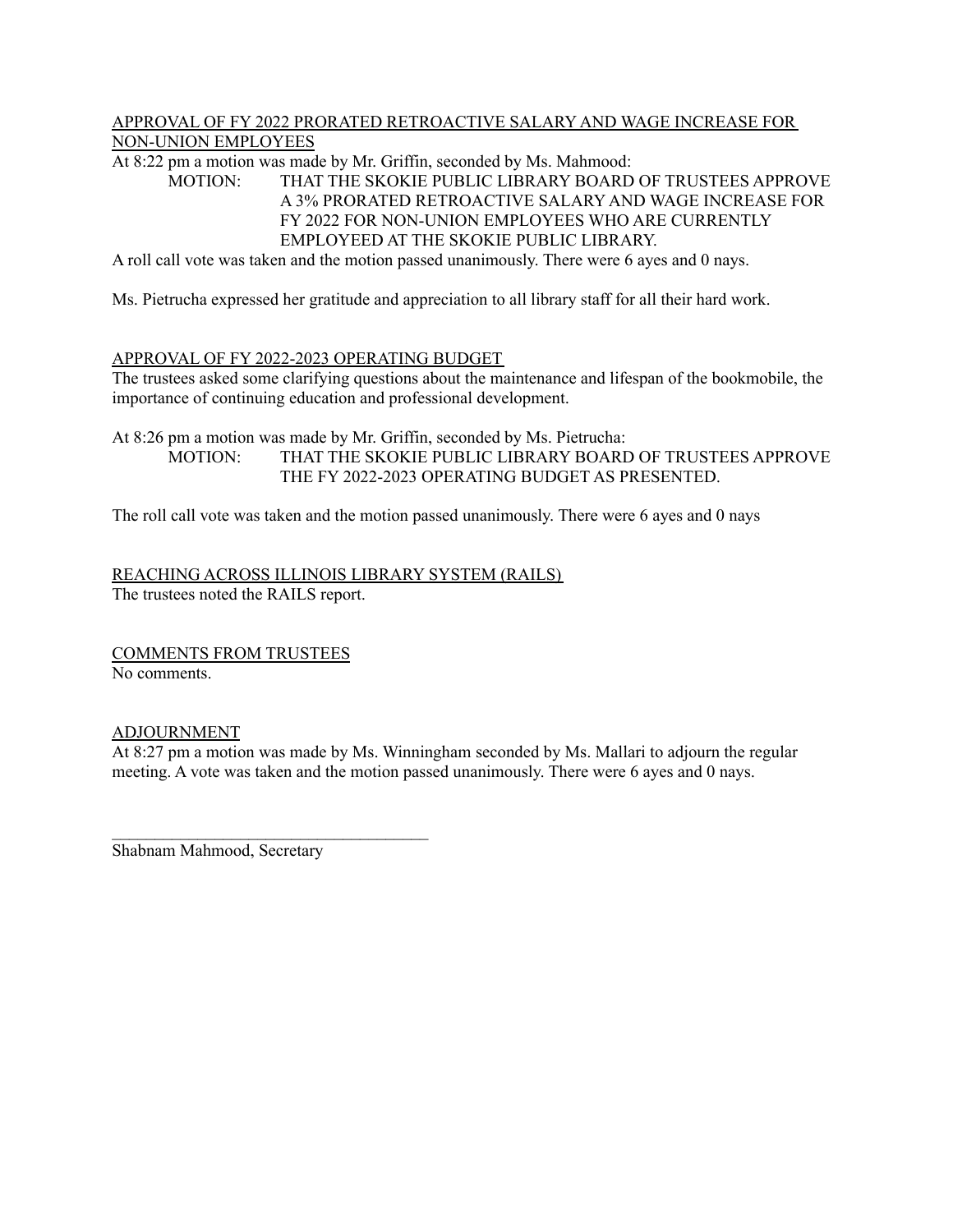APPROVAL OF FY 2022 PRORATED RETROACTIVE SALARY AND WAGE INCREASE FOR NON-UNION EMPLOYEES

At 8:22 pm a motion was made by Mr. Griffin, seconded by Ms. Mahmood:

MOTION: THAT THE SKOKIE PUBLIC LIBRARY BOARD OF TRUSTEES APPROVE A 3% PRORATED RETROACTIVE SALARY AND WAGE INCREASE FOR FY 2022 FOR NON-UNION EMPLOYEES WHO ARE CURRENTLY EMPLOYEED AT THE SKOKIE PUBLIC LIBRARY.

A roll call vote was taken and the motion passed unanimously. There were 6 ayes and 0 nays.

Ms. Pietrucha expressed her gratitude and appreciation to all library staff for all their hard work.

APPROVAL OF FY 2022-2023 OPERATING BUDGET

The trustees asked some clarifying questions about the maintenance and lifespan of the bookmobile, the importance of continuing education and professional development.

At 8:26 pm a motion was made by Mr. Griffin, seconded by Ms. Pietrucha:

MOTION: THAT THE SKOKIE PUBLIC LIBRARY BOARD OF TRUSTEES APPROVE THE FY 2022-2023 OPERATING BUDGET AS PRESENTED.

The roll call vote was taken and the motion passed unanimously. There were 6 ayes and 0 nays

REACHING ACROSS ILLINOIS LIBRARY SYSTEM (RAILS)

The trustees noted the RAILS report.

COMMENTS FROM TRUSTEES

No comments.

ADJOURNMENT

At 8:27 pm a motion was made by Ms. Winningham seconded by Ms. Mallari to adjourn the regular meeting. A vote was taken and the motion passed unanimously. There were 6 ayes and 0 nays.

\_\_\_\_\_\_\_\_\_\_\_\_\_\_\_\_\_\_\_\_\_\_\_\_\_\_\_\_\_\_\_\_\_\_\_\_\_\_

Shabnam Mahmood, Secretary